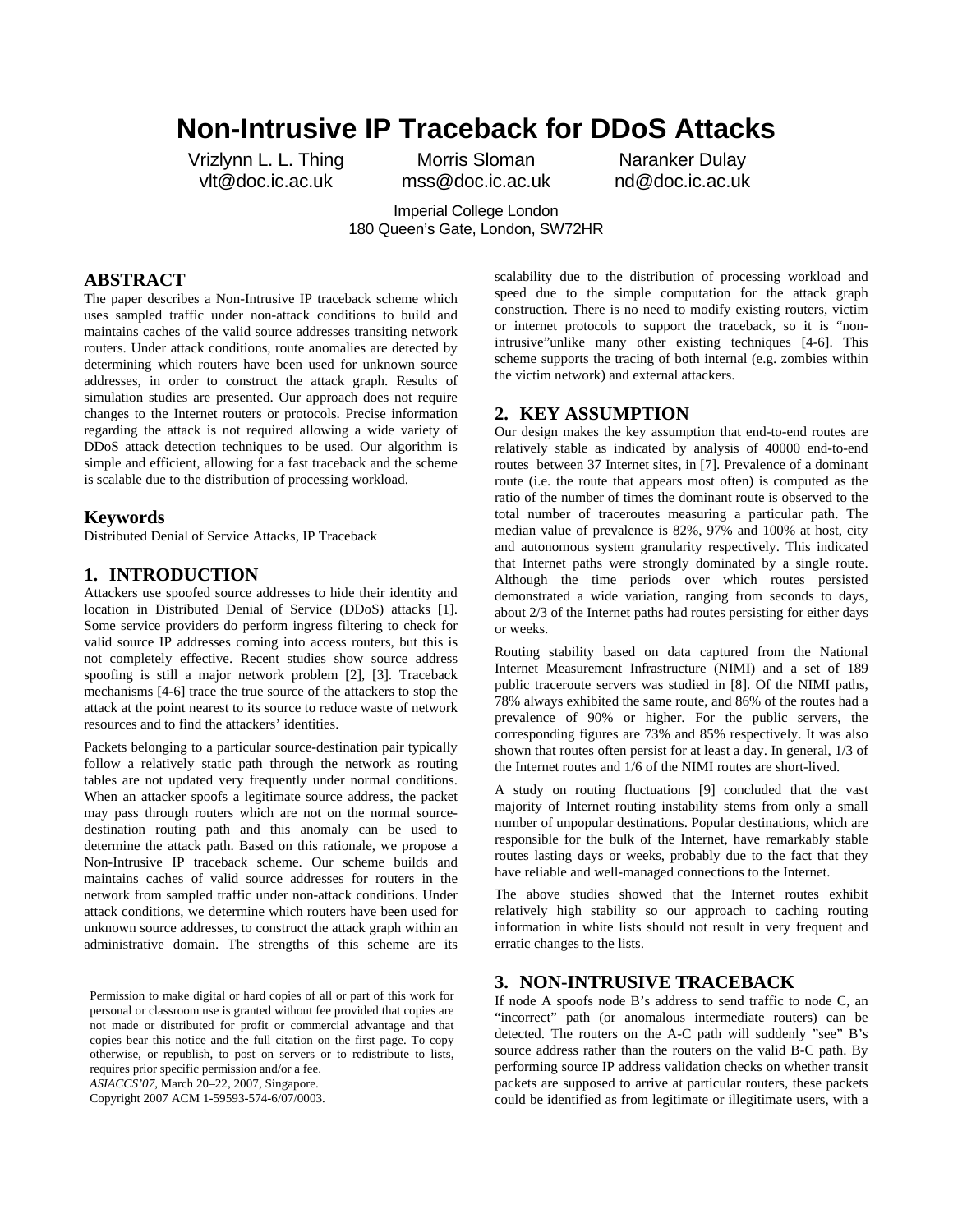# Non-Intrusive IP Traceback for DDoS Attacks

Vrizlynn L. L. Thing
vlt@doc.ic.ac.uk

Morris Sloman
mss@doc.ic.ac.uk

Naranker Dulay
nd@doc.ic.ac.uk

Imperial College London
180 Queen's Gate, London, SW72HR

## ABSTRACT

The paper describes a Non-Intrusive IP traceback scheme which uses sampled traffic under non-attack conditions to build and maintains caches of the valid source addresses transiting network routers. Under attack conditions, route anomalies are detected by determining which routers have been used for unknown source addresses, in order to construct the attack graph. Results of simulation studies are presented. Our approach does not require changes to the Internet routers or protocols. Precise information regarding the attack is not required allowing a wide variety of DDoS attack detection techniques to be used. Our algorithm is simple and efficient, allowing for a fast traceback and the scheme is scalable due to the distribution of processing workload.

## Keywords

Distributed Denial of Service Attacks, IP Traceback

## 1. INTRODUCTION

Attackers use spoofed source addresses to hide their identity and location in Distributed Denial of Service (DDoS) attacks [1]. Some service providers do perform ingress filtering to check for valid source IP addresses coming into access routers, but this is not completely effective. Recent studies show source address spoofing is still a major network problem [2], [3]. Traceback mechanisms [4-6] trace the true source of the attackers to stop the attack at the point nearest to its source to reduce waste of network resources and to find the attackers' identities.

Packets belonging to a particular source-destination pair typically follow a relatively static path through the network as routing tables are not updated very frequently under normal conditions. When an attacker spoofs a legitimate source address, the packet may pass through routers which are not on the normal source-destination routing path and this anomaly can be used to determine the attack path. Based on this rationale, we propose a Non-Intrusive IP traceback scheme. Our scheme builds and maintains caches of valid source addresses for routers in the network from sampled traffic under non-attack conditions. Under attack conditions, we determine which routers have been used for unknown source addresses, to construct the attack graph within an administrative domain. The strengths of this scheme are its scalability due to the distribution of processing workload and speed due to the simple computation for the attack graph construction. There is no need to modify existing routers, victim or internet protocols to support the traceback, so it is "non-intrusive"unlike many other existing techniques [4-6]. This scheme supports the tracing of both internal (e.g. zombies within the victim network) and external attackers.

Permission to make digital or hard copies of all or part of this work for personal or classroom use is granted without fee provided that copies are not made or distributed for profit or commercial advantage and that copies bear this notice and the full citation on the first page. To copy otherwise, or republish, to post on servers or to redistribute to lists, requires prior specific permission and/or a fee.
*ASIACCS'07*, March 20–22, 2007, Singapore.
Copyright 2007 ACM 1-59593-574-6/07/0003.

## 2. KEY ASSUMPTION

Our design makes the key assumption that end-to-end routes are relatively stable as indicated by analysis of 40000 end-to-end routes between 37 Internet sites, in [7]. Prevalence of a dominant route (i.e. the route that appears most often) is computed as the ratio of the number of times the dominant route is observed to the total number of traceroutes measuring a particular path. The median value of prevalence is 82%, 97% and 100% at host, city and autonomous system granularity respectively. This indicated that Internet paths were strongly dominated by a single route. Although the time periods over which routes persisted demonstrated a wide variation, ranging from seconds to days, about 2/3 of the Internet paths had routes persisting for either days or weeks.

Routing stability based on data captured from the National Internet Measurement Infrastructure (NIMI) and a set of 189 public traceroute servers was studied in [8]. Of the NIMI paths, 78% always exhibited the same route, and 86% of the routes had a prevalence of 90% or higher. For the public servers, the corresponding figures are 73% and 85% respectively. It was also shown that routes often persist for at least a day. In general, 1/3 of the Internet routes and 1/6 of the NIMI routes are short-lived.

A study on routing fluctuations [9] concluded that the vast majority of Internet routing instability stems from only a small number of unpopular destinations. Popular destinations, which are responsible for the bulk of the Internet, have remarkably stable routes lasting days or weeks, probably due to the fact that they have reliable and well-managed connections to the Internet.

The above studies showed that the Internet routes exhibit relatively high stability so our approach to caching routing information in white lists should not result in very frequent and erratic changes to the lists.

## 3. NON-INTRUSIVE TRACEBACK

If node A spoofs node B's address to send traffic to node C, an "incorrect" path (or anomalous intermediate routers) can be detected. The routers on the A-C path will suddenly "see" B's source address rather than the routers on the valid B-C path. By performing source IP address validation checks on whether transit packets are supposed to arrive at particular routers, these packets could be identified as from legitimate or illegitimate users, with a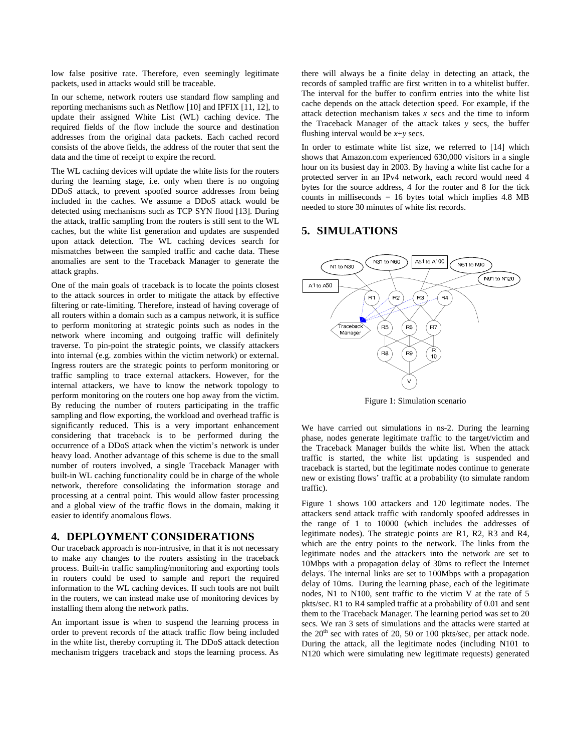low false positive rate. Therefore, even seemingly legitimate packets, used in attacks would still be traceable.

In our scheme, network routers use standard flow sampling and reporting mechanisms such as Netflow [10] and IPFIX [11, 12], to update their assigned White List (WL) caching device. The required fields of the flow include the source and destination addresses from the original data packets. Each cached record consists of the above fields, the address of the router that sent the data and the time of receipt to expire the record.

The WL caching devices will update the white lists for the routers during the learning stage, i.e. only when there is no ongoing DDoS attack, to prevent spoofed source addresses from being included in the caches. We assume a DDoS attack would be detected using mechanisms such as TCP SYN flood [13]. During the attack, traffic sampling from the routers is still sent to the WL caches, but the white list generation and updates are suspended upon attack detection. The WL caching devices search for mismatches between the sampled traffic and cache data. These anomalies are sent to the Traceback Manager to generate the attack graphs.

One of the main goals of traceback is to locate the points closest to the attack sources in order to mitigate the attack by effective filtering or rate-limiting. Therefore, instead of having coverage of all routers within a domain such as a campus network, it is suffice to perform monitoring at strategic points such as nodes in the network where incoming and outgoing traffic will definitely traverse. To pin-point the strategic points, we classify attackers into internal (e.g. zombies within the victim network) or external. Ingress routers are the strategic points to perform monitoring or traffic sampling to trace external attackers. However, for the internal attackers, we have to know the network topology to perform monitoring on the routers one hop away from the victim. By reducing the number of routers participating in the traffic sampling and flow exporting, the workload and overhead traffic is significantly reduced. This is a very important enhancement considering that traceback is to be performed during the occurrence of a DDoS attack when the victim's network is under heavy load. Another advantage of this scheme is due to the small number of routers involved, a single Traceback Manager with built-in WL caching functionality could be in charge of the whole network, therefore consolidating the information storage and processing at a central point. This would allow faster processing and a global view of the traffic flows in the domain, making it easier to identify anomalous flows.

## 4. DEPLOYMENT CONSIDERATIONS

Our traceback approach is non-intrusive, in that it is not necessary to make any changes to the routers assisting in the traceback process. Built-in traffic sampling/monitoring and exporting tools in routers could be used to sample and report the required information to the WL caching devices. If such tools are not built in the routers, we can instead make use of monitoring devices by installing them along the network paths.

An important issue is when to suspend the learning process in order to prevent records of the attack traffic flow being included in the white list, thereby corrupting it. The DDoS attack detection mechanism triggers traceback and stops the learning process. As there will always be a finite delay in detecting an attack, the records of sampled traffic are first written in to a whitelist buffer. The interval for the buffer to confirm entries into the white list cache depends on the attack detection speed. For example, if the attack detection mechanism takes $x$ secs and the time to inform the Traceback Manager of the attack takes $y$ secs, the buffer flushing interval would be $x+y$ secs.

In order to estimate white list size, we referred to [14] which shows that Amazon.com experienced 630,000 visitors in a single hour on its busiest day in 2003. By having a white list cache for a protected server in an IPv4 network, each record would need 4 bytes for the source address, 4 for the router and 8 for the tick counts in milliseconds = 16 bytes total which implies 4.8 MB needed to store 30 minutes of white list records.

## 5. SIMULATIONS

N1 to N30
N31 to N60
A51 to A100
N61 to N90
N91 to N120
A1 to A50
R1
R2
R3
R4
Traceback Manager
R5
R6
R7
R8
R9
R 10
V

Figure 1: Simulation scenario

We have carried out simulations in ns-2. During the learning phase, nodes generate legitimate traffic to the target/victim and the Traceback Manager builds the white list. When the attack traffic is started, the white list updating is suspended and traceback is started, but the legitimate nodes continue to generate new or existing flows' traffic at a probability (to simulate random traffic).

Figure 1 shows 100 attackers and 120 legitimate nodes. The attackers send attack traffic with randomly spoofed addresses in the range of 1 to 10000 (which includes the addresses of legitimate nodes). The strategic points are R1, R2, R3 and R4, which are the entry points to the network. The links from the legitimate nodes and the attackers into the network are set to 10Mbps with a propagation delay of 30ms to reflect the Internet delays. The internal links are set to 100Mbps with a propagation delay of 10ms. During the learning phase, each of the legitimate nodes, N1 to N100, sent traffic to the victim V at the rate of 5 pkts/sec. R1 to R4 sampled traffic at a probability of 0.01 and sent them to the Traceback Manager. The learning period was set to 20 secs. We ran 3 sets of simulations and the attacks were started at the 20[th] sec with rates of 20, 50 or 100 pkts/sec, per attack node. During the attack, all the legitimate nodes (including N101 to N120 which were simulating new legitimate requests) generated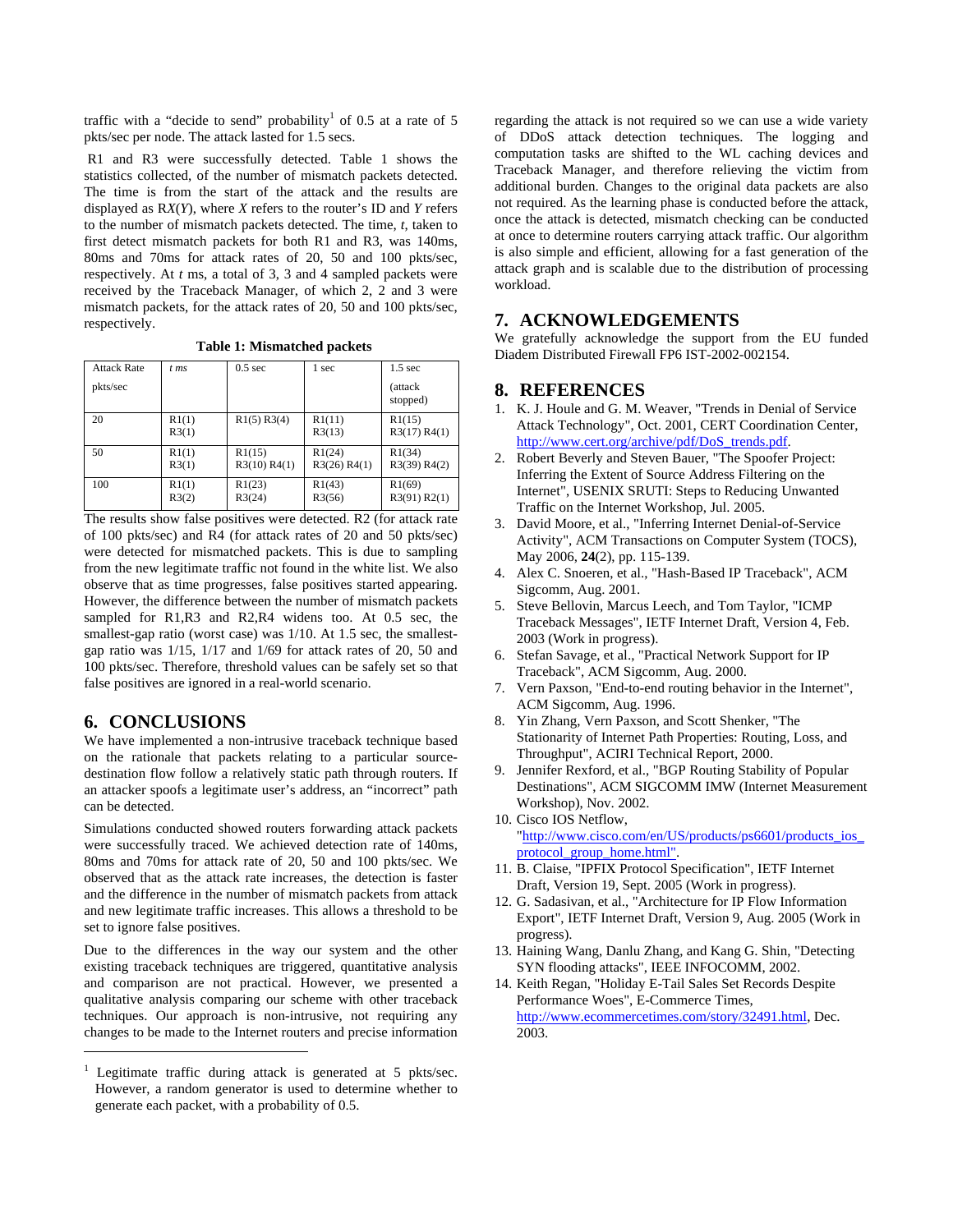traffic with a "decide to send" probability[1] of 0.5 at a rate of 5 pkts/sec per node. The attack lasted for 1.5 secs.

R1 and R3 were successfully detected. Table 1 shows the statistics collected, of the number of mismatch packets detected. The time is from the start of the attack and the results are displayed as R*X*(*Y*), where *X* refers to the router's ID and *Y* refers to the number of mismatch packets detected. The time, *t*, taken to first detect mismatch packets for both R1 and R3, was 140ms, 80ms and 70ms for attack rates of 20, 50 and 100 pkts/sec, respectively. At *t* ms, a total of 3, 3 and 4 sampled packets were received by the Traceback Manager, of which 2, 2 and 3 were mismatch packets, for the attack rates of 20, 50 and 100 pkts/sec, respectively.

**Table 1: Mismatched packets**

| Attack Rate pkts/sec | *t ms* | 0.5 sec | 1 sec | 1.5 sec (attack stopped) |
|---|---|---|---|---|
| 20 | R1(1) R3(1) | R1(5) R3(4) | R1(11) R3(13) | R1(15) R3(17) R4(1) |
| 50 | R1(1) R3(1) | R1(15) R3(10) R4(1) | R1(24) R3(26) R4(1) | R1(34) R3(39) R4(2) |
| 100 | R1(1) R3(2) | R1(23) R3(24) | R1(43) R3(56) | R1(69) R3(91) R2(1) |

The results show false positives were detected. R2 (for attack rate of 100 pkts/sec) and R4 (for attack rates of 20 and 50 pkts/sec) were detected for mismatched packets. This is due to sampling from the new legitimate traffic not found in the white list. We also observe that as time progresses, false positives started appearing. However, the difference between the number of mismatch packets sampled for R1,R3 and R2,R4 widens too. At 0.5 sec, the smallest-gap ratio (worst case) was 1/10. At 1.5 sec, the smallest-gap ratio was 1/15, 1/17 and 1/69 for attack rates of 20, 50 and 100 pkts/sec. Therefore, threshold values can be safely set so that false positives are ignored in a real-world scenario.

## 6. CONCLUSIONS

We have implemented a non-intrusive traceback technique based on the rationale that packets relating to a particular source-destination flow follow a relatively static path through routers. If an attacker spoofs a legitimate user's address, an "incorrect" path can be detected.

Simulations conducted showed routers forwarding attack packets were successfully traced. We achieved detection rate of 140ms, 80ms and 70ms for attack rate of 20, 50 and 100 pkts/sec. We observed that as the attack rate increases, the detection is faster and the difference in the number of mismatch packets from attack and new legitimate traffic increases. This allows a threshold to be set to ignore false positives.

Due to the differences in the way our system and the other existing traceback techniques are triggered, quantitative analysis and comparison are not practical. However, we presented a qualitative analysis comparing our scheme with other traceback techniques. Our approach is non-intrusive, not requiring any changes to be made to the Internet routers and precise information regarding the attack is not required so we can use a wide variety of DDoS attack detection techniques. The logging and computation tasks are shifted to the WL caching devices and Traceback Manager, and therefore relieving the victim from additional burden. Changes to the original data packets are also not required. As the learning phase is conducted before the attack, once the attack is detected, mismatch checking can be conducted at once to determine routers carrying attack traffic. Our algorithm is also simple and efficient, allowing for a fast generation of the attack graph and is scalable due to the distribution of processing workload.

## 7. ACKNOWLEDGEMENTS

We gratefully acknowledge the support from the EU funded Diadem Distributed Firewall FP6 IST-2002-002154.

## 8. REFERENCES

1. K. J. Houle and G. M. Weaver, "Trends in Denial of Service Attack Technology", Oct. 2001, CERT Coordination Center, http://www.cert.org/archive/pdf/DoS_trends.pdf.
2. Robert Beverly and Steven Bauer, "The Spoofer Project: Inferring the Extent of Source Address Filtering on the Internet", USENIX SRUTI: Steps to Reducing Unwanted Traffic on the Internet Workshop, Jul. 2005.
3. David Moore, et al., "Inferring Internet Denial-of-Service Activity", ACM Transactions on Computer System (TOCS), May 2006, **24**(2), pp. 115-139.
4. Alex C. Snoeren, et al., "Hash-Based IP Traceback", ACM Sigcomm, Aug. 2001.
5. Steve Bellovin, Marcus Leech, and Tom Taylor, "ICMP Traceback Messages", IETF Internet Draft, Version 4, Feb. 2003 (Work in progress).
6. Stefan Savage, et al., "Practical Network Support for IP Traceback", ACM Sigcomm, Aug. 2000.
7. Vern Paxson, "End-to-end routing behavior in the Internet", ACM Sigcomm, Aug. 1996.
8. Yin Zhang, Vern Paxson, and Scott Shenker, "The Stationarity of Internet Path Properties: Routing, Loss, and Throughput", ACIRI Technical Report, 2000.
9. Jennifer Rexford, et al., "BGP Routing Stability of Popular Destinations", ACM SIGCOMM IMW (Internet Measurement Workshop), Nov. 2002.
10. Cisco IOS Netflow, "http://www.cisco.com/en/US/products/ps6601/products_ios_protocol_group_home.html".
11. B. Claise, "IPFIX Protocol Specification", IETF Internet Draft, Version 19, Sept. 2005 (Work in progress).
12. G. Sadasivan, et al., "Architecture for IP Flow Information Export", IETF Internet Draft, Version 9, Aug. 2005 (Work in progress).
13. Haining Wang, Danlu Zhang, and Kang G. Shin, "Detecting SYN flooding attacks", IEEE INFOCOMM, 2002.
14. Keith Regan, "Holiday E-Tail Sales Set Records Despite Performance Woes", E-Commerce Times, http://www.ecommercetimes.com/story/32491.html, Dec. 2003.

[1] Legitimate traffic during attack is generated at 5 pkts/sec. However, a random generator is used to determine whether to generate each packet, with a probability of 0.5.